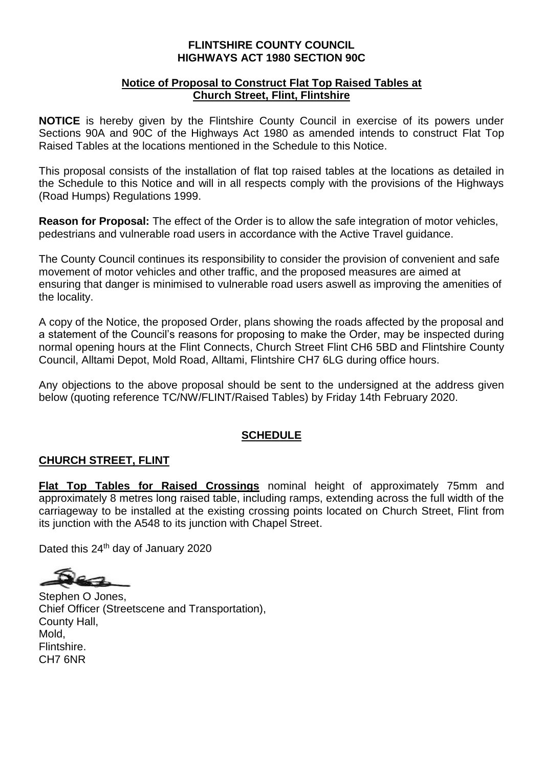**FLINTSHIRE COUNTY COUNCIL**
**HIGHWAYS ACT 1980 SECTION 90C**

**Notice of Proposal to Construct Flat Top Raised Tables at Church Street, Flint, Flintshire**

**NOTICE** is hereby given by the Flintshire County Council in exercise of its powers under Sections 90A and 90C of the Highways Act 1980 as amended intends to construct Flat Top Raised Tables at the locations mentioned in the Schedule to this Notice.

This proposal consists of the installation of flat top raised tables at the locations as detailed in the Schedule to this Notice and will in all respects comply with the provisions of the Highways (Road Humps) Regulations 1999.

**Reason for Proposal:** The effect of the Order is to allow the safe integration of motor vehicles, pedestrians and vulnerable road users in accordance with the Active Travel guidance.

The County Council continues its responsibility to consider the provision of convenient and safe movement of motor vehicles and other traffic, and the proposed measures are aimed at ensuring that danger is minimised to vulnerable road users aswell as improving the amenities of the locality.

A copy of the Notice, the proposed Order, plans showing the roads affected by the proposal and a statement of the Council's reasons for proposing to make the Order, may be inspected during normal opening hours at the Flint Connects, Church Street Flint CH6 5BD and Flintshire County Council, Alltami Depot, Mold Road, Alltami, Flintshire CH7 6LG during office hours.

Any objections to the above proposal should be sent to the undersigned at the address given below (quoting reference TC/NW/FLINT/Raised Tables) by Friday 14th February 2020.

**SCHEDULE**

**CHURCH STREET, FLINT**

**Flat Top Tables for Raised Crossings** nominal height of approximately 75mm and approximately 8 metres long raised table, including ramps, extending across the full width of the carriageway to be installed at the existing crossing points located on Church Street, Flint from its junction with the A548 to its junction with Chapel Street.

Dated this 24th day of January 2020

Stephen O Jones,
Chief Officer (Streetscene and Transportation),
County Hall,
Mold,
Flintshire.
CH7 6NR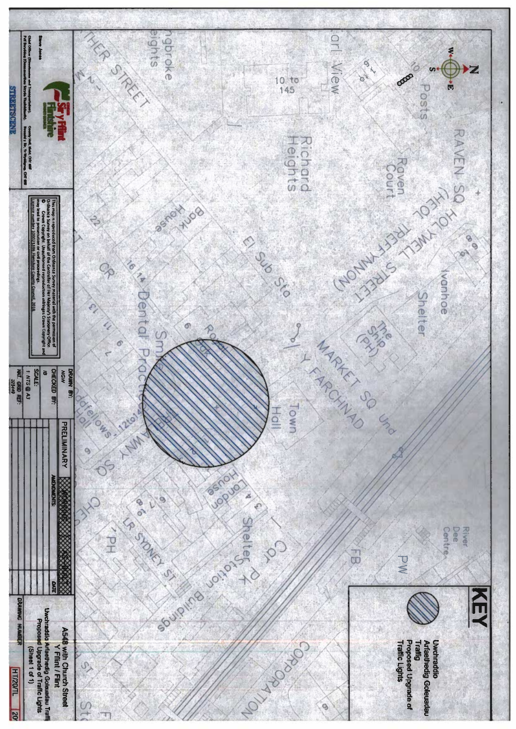# KEY

Uwchraddio Arfaethedig Goleuadau Traffig
Proposed Upgrade of Traffic Lights

A548 with Church Street
Y Fflint / Flint
Uwchraddio Arfaethedig Goleuadau Traffig
Proposed Upgrade of Traffic Lights
(Sheet 1 of 1)

DRAWING NUMBER: HT/20/TL

PRELIMINARY

AMENDMENTS:

DATE

DRAWN BY: NGW

CHECKED BY: IB

SCALE: 1 : NTS @ A3

NAT. GRID REF: 32549

This map is reproduced from Ordnance Survey material with the permission of Ordnance Survey on behalf of the Controller of Her Majesty's Stationery Office © Crown Copyright. Unauthorised reproduction infringes Crown Copyright and may lead to prosecution or civil proceedings. Licence number 100023386 Flintshire County Council, 2016.

Sir y Fflint
Flintshire

Steve Jones
Chief Officer (Streetscene and Transportation).
Prif Swyddog (Strydwedd a Thrafnidiaeth).

County Hall, Mold, CH7 6NF
Neuadd y Sir, Yr Wyddgrug, CH7 6NF

STREETSCENE

RAVEN SQ (HEOL TREFFYNNON) HOLYWELL STREET

MARKET SQ / Y FARCHNAD

Richard Heights

Raven Court

Posts

Ivanhoe

Shelter

The Ship (PH)

Town Hall

El Sub Sta

Bank House

Dental Practice

Oddfellows Hall

London House

Station Buildings

Car Pk

Shelter

LR SYDNEY ST

River Dee Centre

PW

FB

CORPORATION

CHESTER STREET